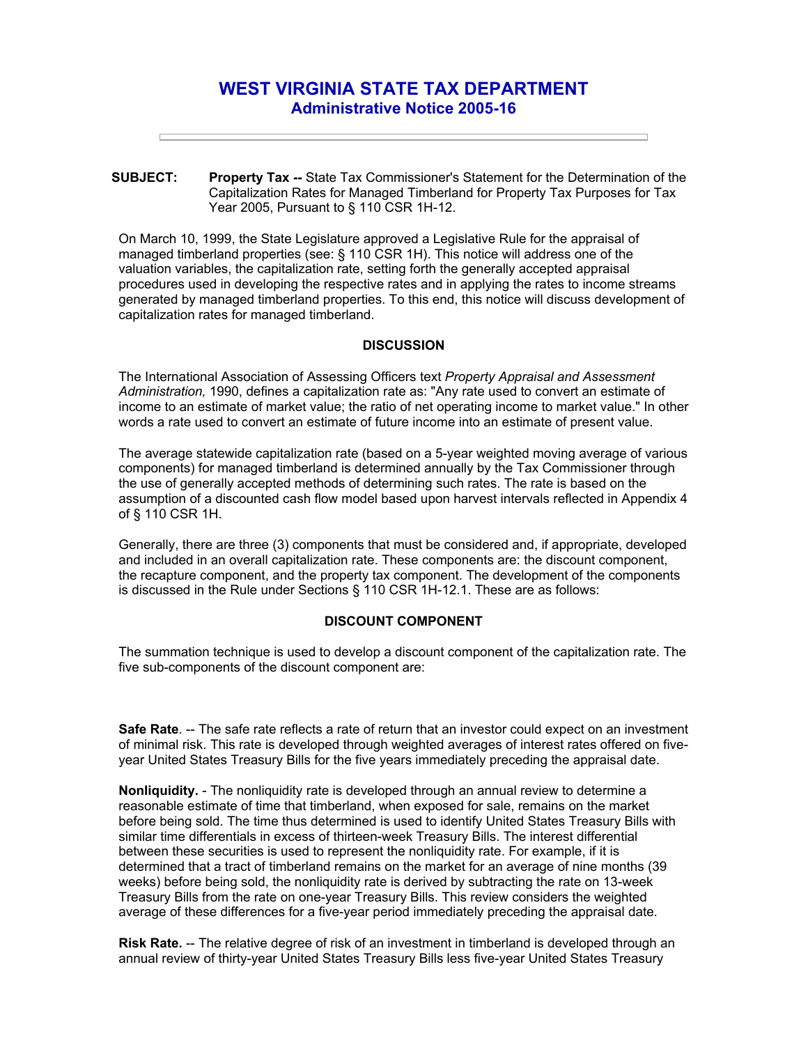# WEST VIRGINIA STATE TAX DEPARTMENT

## Administrative Notice 2005-16

---

**SUBJECT:** **Property Tax --** State Tax Commissioner's Statement for the Determination of the Capitalization Rates for Managed Timberland for Property Tax Purposes for Tax Year 2005, Pursuant to § 110 CSR 1H-12.

On March 10, 1999, the State Legislature approved a Legislative Rule for the appraisal of managed timberland properties (see: § 110 CSR 1H). This notice will address one of the valuation variables, the capitalization rate, setting forth the generally accepted appraisal procedures used in developing the respective rates and in applying the rates to income streams generated by managed timberland properties. To this end, this notice will discuss development of capitalization rates for managed timberland.

### DISCUSSION

The International Association of Assessing Officers text *Property Appraisal and Assessment Administration,* 1990, defines a capitalization rate as: "Any rate used to convert an estimate of income to an estimate of market value; the ratio of net operating income to market value." In other words a rate used to convert an estimate of future income into an estimate of present value.

The average statewide capitalization rate (based on a 5-year weighted moving average of various components) for managed timberland is determined annually by the Tax Commissioner through the use of generally accepted methods of determining such rates. The rate is based on the assumption of a discounted cash flow model based upon harvest intervals reflected in Appendix 4 of § 110 CSR 1H.

Generally, there are three (3) components that must be considered and, if appropriate, developed and included in an overall capitalization rate. These components are: the discount component, the recapture component, and the property tax component. The development of the components is discussed in the Rule under Sections § 110 CSR 1H-12.1. These are as follows:

### DISCOUNT COMPONENT

The summation technique is used to develop a discount component of the capitalization rate. The five sub-components of the discount component are:

**Safe Rate**. -- The safe rate reflects a rate of return that an investor could expect on an investment of minimal risk. This rate is developed through weighted averages of interest rates offered on five-year United States Treasury Bills for the five years immediately preceding the appraisal date.

**Nonliquidity.** - The nonliquidity rate is developed through an annual review to determine a reasonable estimate of time that timberland, when exposed for sale, remains on the market before being sold. The time thus determined is used to identify United States Treasury Bills with similar time differentials in excess of thirteen-week Treasury Bills. The interest differential between these securities is used to represent the nonliquidity rate. For example, if it is determined that a tract of timberland remains on the market for an average of nine months (39 weeks) before being sold, the nonliquidity rate is derived by subtracting the rate on 13-week Treasury Bills from the rate on one-year Treasury Bills. This review considers the weighted average of these differences for a five-year period immediately preceding the appraisal date.

**Risk Rate.** -- The relative degree of risk of an investment in timberland is developed through an annual review of thirty-year United States Treasury Bills less five-year United States Treasury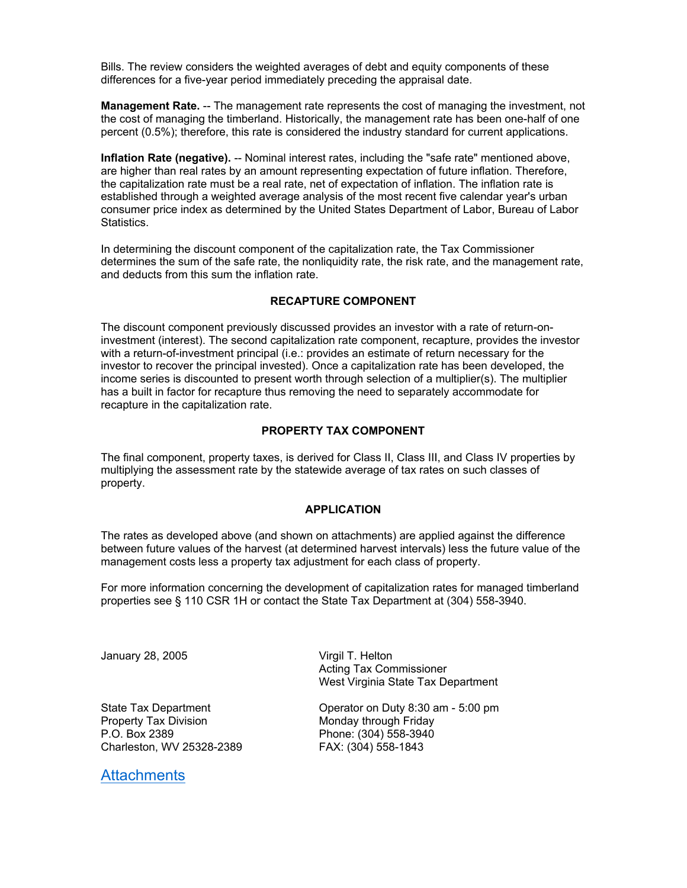Bills. The review considers the weighted averages of debt and equity components of these differences for a five-year period immediately preceding the appraisal date.

**Management Rate.** -- The management rate represents the cost of managing the investment, not the cost of managing the timberland. Historically, the management rate has been one-half of one percent (0.5%); therefore, this rate is considered the industry standard for current applications.

**Inflation Rate (negative).** -- Nominal interest rates, including the "safe rate" mentioned above, are higher than real rates by an amount representing expectation of future inflation. Therefore, the capitalization rate must be a real rate, net of expectation of inflation. The inflation rate is established through a weighted average analysis of the most recent five calendar year's urban consumer price index as determined by the United States Department of Labor, Bureau of Labor Statistics.

In determining the discount component of the capitalization rate, the Tax Commissioner determines the sum of the safe rate, the nonliquidity rate, the risk rate, and the management rate, and deducts from this sum the inflation rate.

## RECAPTURE COMPONENT

The discount component previously discussed provides an investor with a rate of return-on-investment (interest). The second capitalization rate component, recapture, provides the investor with a return-of-investment principal (i.e.: provides an estimate of return necessary for the investor to recover the principal invested). Once a capitalization rate has been developed, the income series is discounted to present worth through selection of a multiplier(s). The multiplier has a built in factor for recapture thus removing the need to separately accommodate for recapture in the capitalization rate.

## PROPERTY TAX COMPONENT

The final component, property taxes, is derived for Class II, Class III, and Class IV properties by multiplying the assessment rate by the statewide average of tax rates on such classes of property.

## APPLICATION

The rates as developed above (and shown on attachments) are applied against the difference between future values of the harvest (at determined harvest intervals) less the future value of the management costs less a property tax adjustment for each class of property.

For more information concerning the development of capitalization rates for managed timberland properties see § 110 CSR 1H or contact the State Tax Department at (304) 558-3940.

January 28, 2005

Virgil T. Helton
Acting Tax Commissioner
West Virginia State Tax Department

State Tax Department
Property Tax Division
P.O. Box 2389
Charleston, WV 25328-2389

Operator on Duty 8:30 am - 5:00 pm
Monday through Friday
Phone: (304) 558-3940
FAX: (304) 558-1843

Attachments